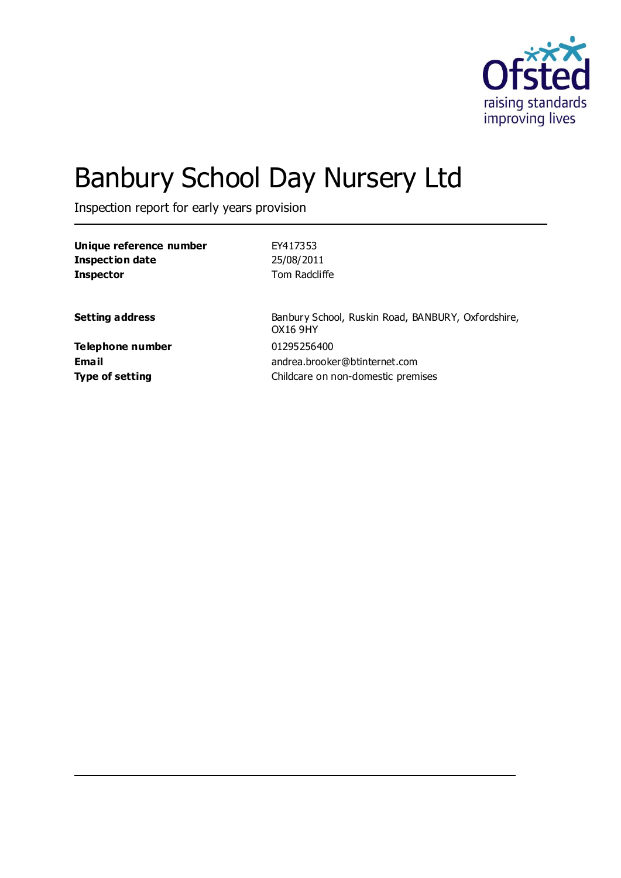# Banbury School Day Nursery Ltd

Inspection report for early years provision

| | |
|---|---|
| **Unique reference number** | EY417353 |
| **Inspection date** | 25/08/2011 |
| **Inspector** | Tom Radcliffe |

| | |
|---|---|
| **Setting address** | Banbury School, Ruskin Road, BANBURY, Oxfordshire, OX16 9HY |
| **Telephone number** | 01295256400 |
| **Email** | andrea.brooker@btinternet.com |
| **Type of setting** | Childcare on non-domestic premises |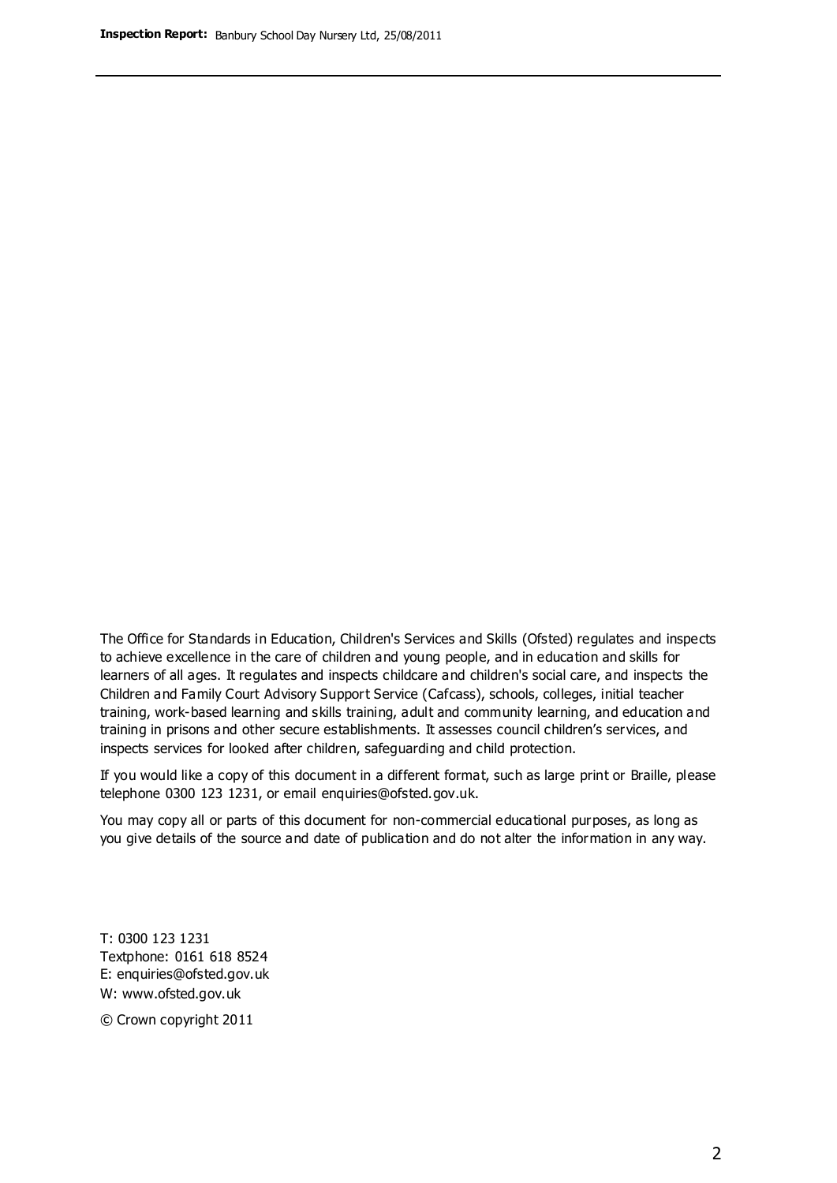The Office for Standards in Education, Children's Services and Skills (Ofsted) regulates and inspects to achieve excellence in the care of children and young people, and in education and skills for learners of all ages. It regulates and inspects childcare and children's social care, and inspects the Children and Family Court Advisory Support Service (Cafcass), schools, colleges, initial teacher training, work-based learning and skills training, adult and community learning, and education and training in prisons and other secure establishments. It assesses council children's services, and inspects services for looked after children, safeguarding and child protection.

If you would like a copy of this document in a different format, such as large print or Braille, please telephone 0300 123 1231, or email enquiries@ofsted.gov.uk.

You may copy all or parts of this document for non-commercial educational purposes, as long as you give details of the source and date of publication and do not alter the information in any way.

T: 0300 123 1231
Textphone: 0161 618 8524
E: enquiries@ofsted.gov.uk
W: www.ofsted.gov.uk

© Crown copyright 2011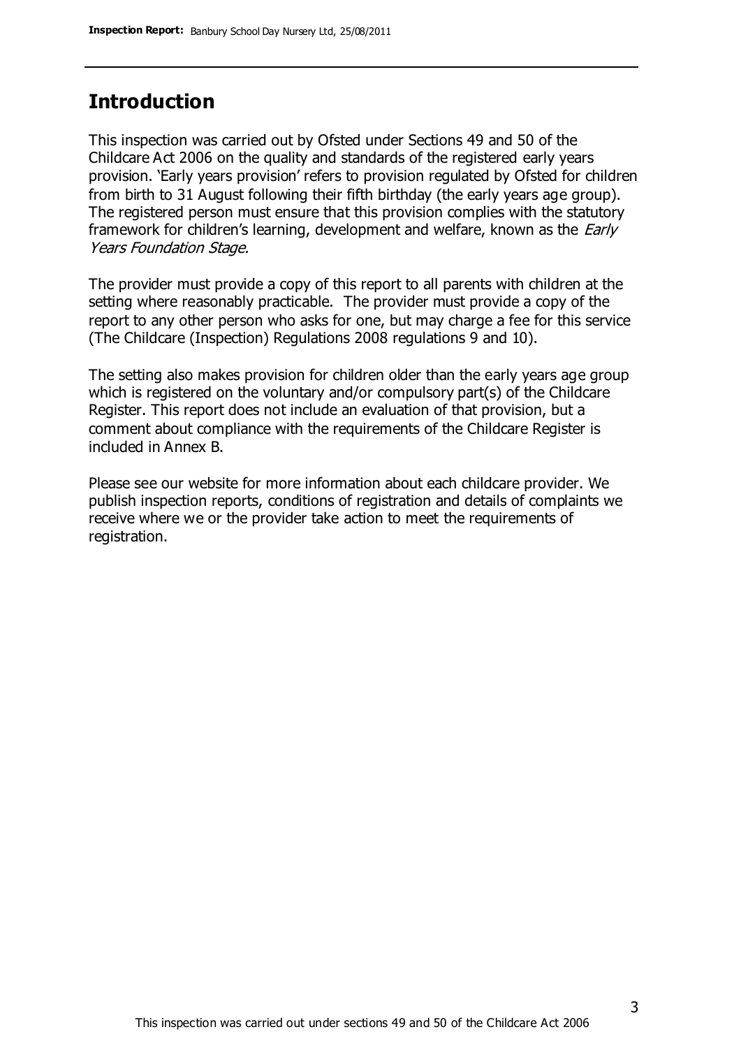## Introduction

This inspection was carried out by Ofsted under Sections 49 and 50 of the Childcare Act 2006 on the quality and standards of the registered early years provision. 'Early years provision' refers to provision regulated by Ofsted for children from birth to 31 August following their fifth birthday (the early years age group). The registered person must ensure that this provision complies with the statutory framework for children's learning, development and welfare, known as the *Early Years Foundation Stage.*

The provider must provide a copy of this report to all parents with children at the setting where reasonably practicable. The provider must provide a copy of the report to any other person who asks for one, but may charge a fee for this service (The Childcare (Inspection) Regulations 2008 regulations 9 and 10).

The setting also makes provision for children older than the early years age group which is registered on the voluntary and/or compulsory part(s) of the Childcare Register. This report does not include an evaluation of that provision, but a comment about compliance with the requirements of the Childcare Register is included in Annex B.

Please see our website for more information about each childcare provider. We publish inspection reports, conditions of registration and details of complaints we receive where we or the provider take action to meet the requirements of registration.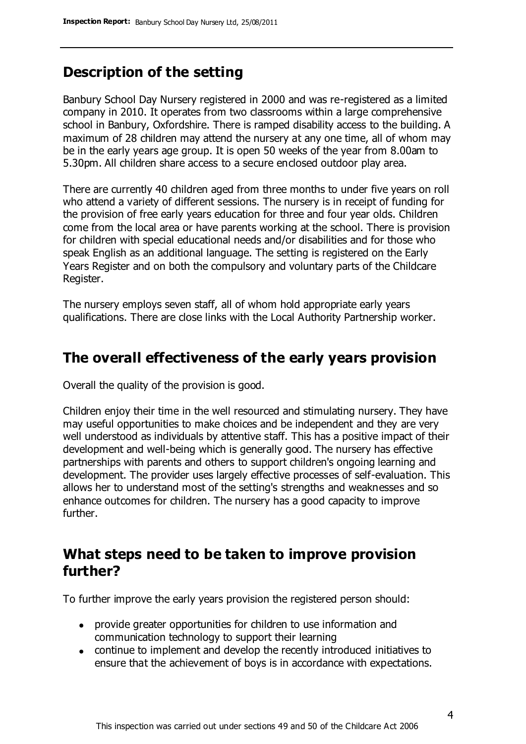## Description of the setting

Banbury School Day Nursery registered in 2000 and was re-registered as a limited company in 2010. It operates from two classrooms within a large comprehensive school in Banbury, Oxfordshire. There is ramped disability access to the building. A maximum of 28 children may attend the nursery at any one time, all of whom may be in the early years age group. It is open 50 weeks of the year from 8.00am to 5.30pm. All children share access to a secure enclosed outdoor play area.

There are currently 40 children aged from three months to under five years on roll who attend a variety of different sessions. The nursery is in receipt of funding for the provision of free early years education for three and four year olds. Children come from the local area or have parents working at the school. There is provision for children with special educational needs and/or disabilities and for those who speak English as an additional language. The setting is registered on the Early Years Register and on both the compulsory and voluntary parts of the Childcare Register.

The nursery employs seven staff, all of whom hold appropriate early years qualifications. There are close links with the Local Authority Partnership worker.

## The overall effectiveness of the early years provision

Overall the quality of the provision is good.

Children enjoy their time in the well resourced and stimulating nursery. They have may useful opportunities to make choices and be independent and they are very well understood as individuals by attentive staff. This has a positive impact of their development and well-being which is generally good. The nursery has effective partnerships with parents and others to support children's ongoing learning and development. The provider uses largely effective processes of self-evaluation. This allows her to understand most of the setting's strengths and weaknesses and so enhance outcomes for children. The nursery has a good capacity to improve further.

## What steps need to be taken to improve provision further?

To further improve the early years provision the registered person should:

- provide greater opportunities for children to use information and communication technology to support their learning
- continue to implement and develop the recently introduced initiatives to ensure that the achievement of boys is in accordance with expectations.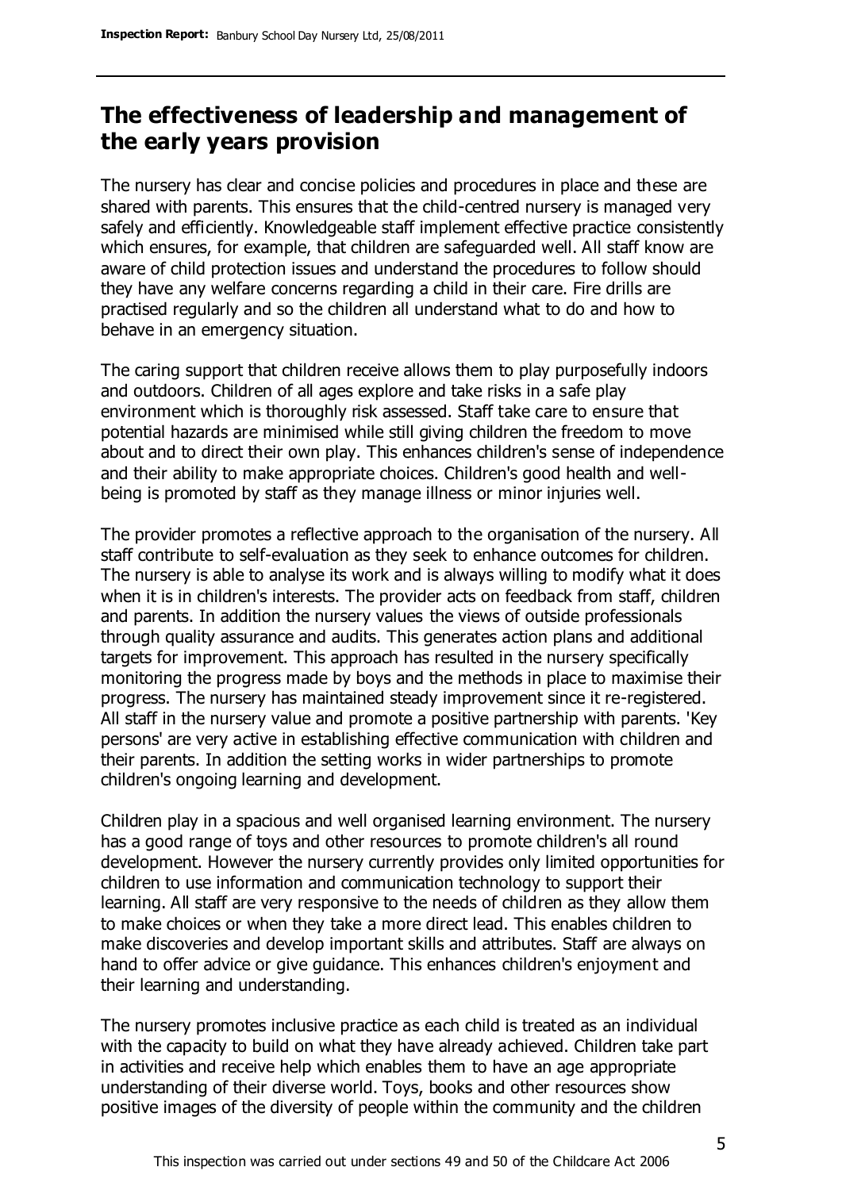## The effectiveness of leadership and management of the early years provision

The nursery has clear and concise policies and procedures in place and these are shared with parents. This ensures that the child-centred nursery is managed very safely and efficiently. Knowledgeable staff implement effective practice consistently which ensures, for example, that children are safeguarded well. All staff know are aware of child protection issues and understand the procedures to follow should they have any welfare concerns regarding a child in their care. Fire drills are practised regularly and so the children all understand what to do and how to behave in an emergency situation.

The caring support that children receive allows them to play purposefully indoors and outdoors. Children of all ages explore and take risks in a safe play environment which is thoroughly risk assessed. Staff take care to ensure that potential hazards are minimised while still giving children the freedom to move about and to direct their own play. This enhances children's sense of independence and their ability to make appropriate choices. Children's good health and well-being is promoted by staff as they manage illness or minor injuries well.

The provider promotes a reflective approach to the organisation of the nursery. All staff contribute to self-evaluation as they seek to enhance outcomes for children. The nursery is able to analyse its work and is always willing to modify what it does when it is in children's interests. The provider acts on feedback from staff, children and parents. In addition the nursery values the views of outside professionals through quality assurance and audits. This generates action plans and additional targets for improvement. This approach has resulted in the nursery specifically monitoring the progress made by boys and the methods in place to maximise their progress. The nursery has maintained steady improvement since it re-registered. All staff in the nursery value and promote a positive partnership with parents. 'Key persons' are very active in establishing effective communication with children and their parents. In addition the setting works in wider partnerships to promote children's ongoing learning and development.

Children play in a spacious and well organised learning environment. The nursery has a good range of toys and other resources to promote children's all round development. However the nursery currently provides only limited opportunities for children to use information and communication technology to support their learning. All staff are very responsive to the needs of children as they allow them to make choices or when they take a more direct lead. This enables children to make discoveries and develop important skills and attributes. Staff are always on hand to offer advice or give guidance. This enhances children's enjoyment and their learning and understanding.

The nursery promotes inclusive practice as each child is treated as an individual with the capacity to build on what they have already achieved. Children take part in activities and receive help which enables them to have an age appropriate understanding of their diverse world. Toys, books and other resources show positive images of the diversity of people within the community and the children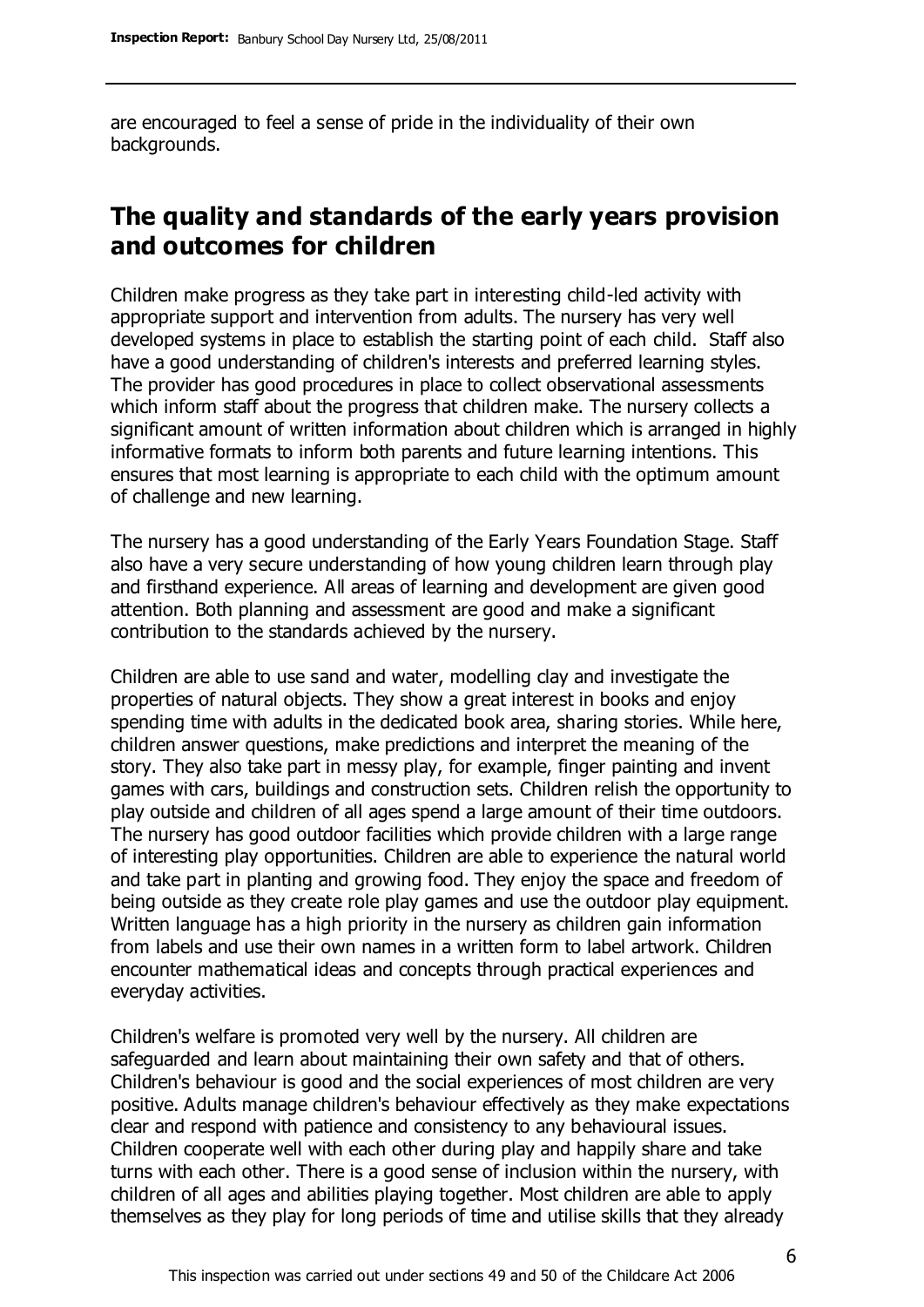are encouraged to feel a sense of pride in the individuality of their own backgrounds.

## The quality and standards of the early years provision and outcomes for children

Children make progress as they take part in interesting child-led activity with appropriate support and intervention from adults. The nursery has very well developed systems in place to establish the starting point of each child. Staff also have a good understanding of children's interests and preferred learning styles. The provider has good procedures in place to collect observational assessments which inform staff about the progress that children make. The nursery collects a significant amount of written information about children which is arranged in highly informative formats to inform both parents and future learning intentions. This ensures that most learning is appropriate to each child with the optimum amount of challenge and new learning.

The nursery has a good understanding of the Early Years Foundation Stage. Staff also have a very secure understanding of how young children learn through play and firsthand experience. All areas of learning and development are given good attention. Both planning and assessment are good and make a significant contribution to the standards achieved by the nursery.

Children are able to use sand and water, modelling clay and investigate the properties of natural objects. They show a great interest in books and enjoy spending time with adults in the dedicated book area, sharing stories. While here, children answer questions, make predictions and interpret the meaning of the story. They also take part in messy play, for example, finger painting and invent games with cars, buildings and construction sets. Children relish the opportunity to play outside and children of all ages spend a large amount of their time outdoors. The nursery has good outdoor facilities which provide children with a large range of interesting play opportunities. Children are able to experience the natural world and take part in planting and growing food. They enjoy the space and freedom of being outside as they create role play games and use the outdoor play equipment. Written language has a high priority in the nursery as children gain information from labels and use their own names in a written form to label artwork. Children encounter mathematical ideas and concepts through practical experiences and everyday activities.

Children's welfare is promoted very well by the nursery. All children are safeguarded and learn about maintaining their own safety and that of others. Children's behaviour is good and the social experiences of most children are very positive. Adults manage children's behaviour effectively as they make expectations clear and respond with patience and consistency to any behavioural issues. Children cooperate well with each other during play and happily share and take turns with each other. There is a good sense of inclusion within the nursery, with children of all ages and abilities playing together. Most children are able to apply themselves as they play for long periods of time and utilise skills that they already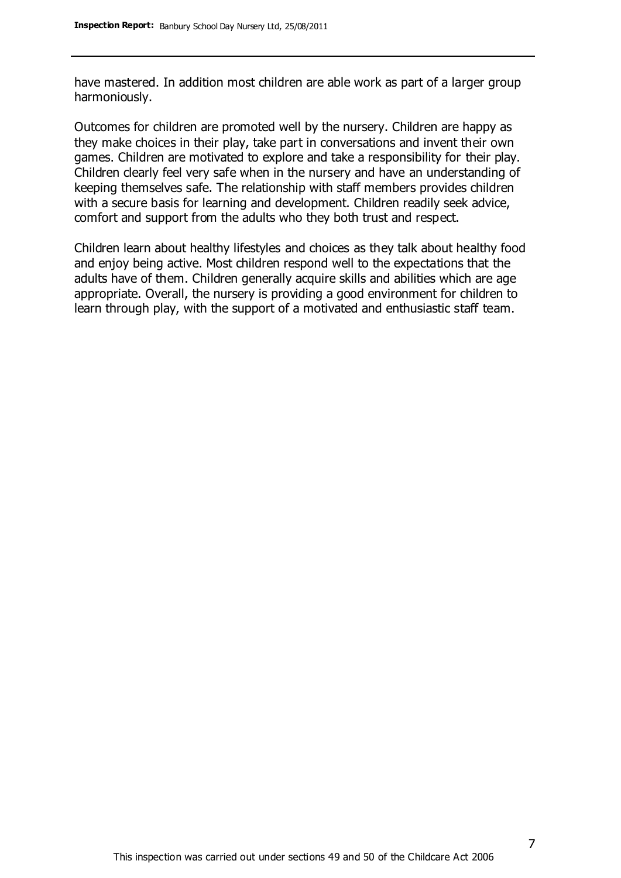have mastered. In addition most children are able work as part of a larger group harmoniously.

Outcomes for children are promoted well by the nursery. Children are happy as they make choices in their play, take part in conversations and invent their own games. Children are motivated to explore and take a responsibility for their play. Children clearly feel very safe when in the nursery and have an understanding of keeping themselves safe. The relationship with staff members provides children with a secure basis for learning and development. Children readily seek advice, comfort and support from the adults who they both trust and respect.

Children learn about healthy lifestyles and choices as they talk about healthy food and enjoy being active. Most children respond well to the expectations that the adults have of them. Children generally acquire skills and abilities which are age appropriate. Overall, the nursery is providing a good environment for children to learn through play, with the support of a motivated and enthusiastic staff team.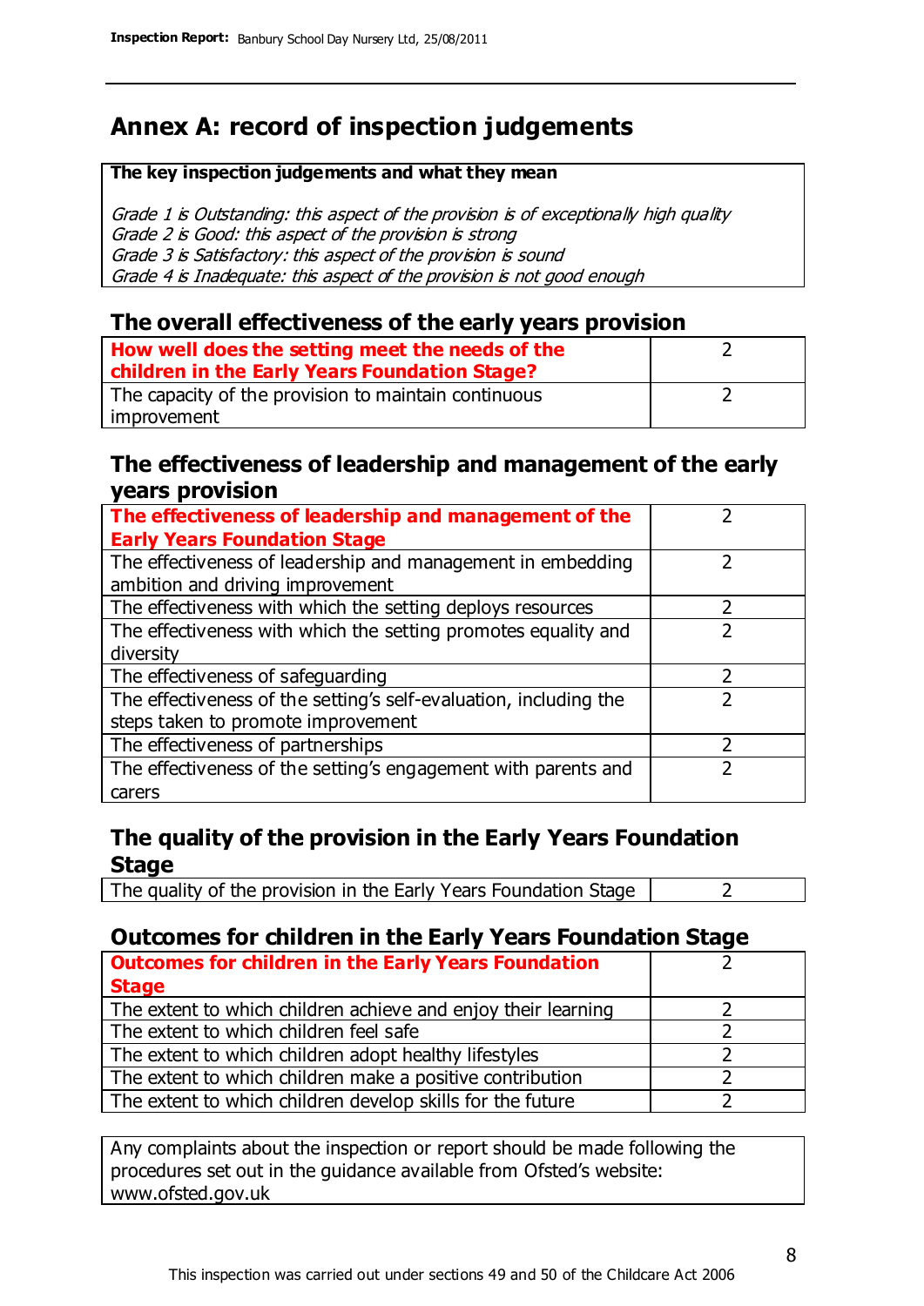## Annex A: record of inspection judgements

**The key inspection judgements and what they mean**

*Grade 1 is Outstanding: this aspect of the provision is of exceptionally high quality*
*Grade 2 is Good: this aspect of the provision is strong*
*Grade 3 is Satisfactory: this aspect of the provision is sound*
*Grade 4 is Inadequate: this aspect of the provision is not good enough*

### The overall effectiveness of the early years provision

| | |
|---|---|
| **How well does the setting meet the needs of the children in the Early Years Foundation Stage?** | 2 |
| The capacity of the provision to maintain continuous improvement | 2 |

### The effectiveness of leadership and management of the early years provision

| | |
|---|---|
| **The effectiveness of leadership and management of the Early Years Foundation Stage** | 2 |
| The effectiveness of leadership and management in embedding ambition and driving improvement | 2 |
| The effectiveness with which the setting deploys resources | 2 |
| The effectiveness with which the setting promotes equality and diversity | 2 |
| The effectiveness of safeguarding | 2 |
| The effectiveness of the setting's self-evaluation, including the steps taken to promote improvement | 2 |
| The effectiveness of partnerships | 2 |
| The effectiveness of the setting's engagement with parents and carers | 2 |

### The quality of the provision in the Early Years Foundation Stage

| | |
|---|---|
| The quality of the provision in the Early Years Foundation Stage | 2 |

### Outcomes for children in the Early Years Foundation Stage

| | |
|---|---|
| **Outcomes for children in the Early Years Foundation Stage** | 2 |
| The extent to which children achieve and enjoy their learning | 2 |
| The extent to which children feel safe | 2 |
| The extent to which children adopt healthy lifestyles | 2 |
| The extent to which children make a positive contribution | 2 |
| The extent to which children develop skills for the future | 2 |

Any complaints about the inspection or report should be made following the procedures set out in the guidance available from Ofsted's website: www.ofsted.gov.uk

This inspection was carried out under sections 49 and 50 of the Childcare Act 2006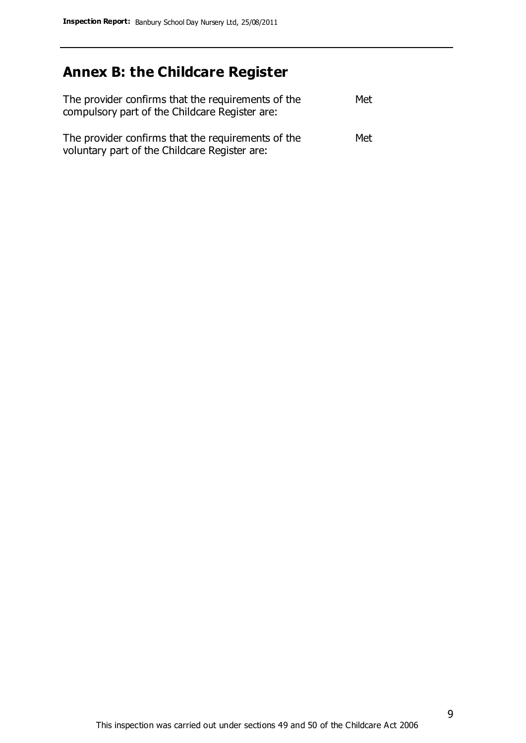## Annex B: the Childcare Register

| | |
|---|---|
| The provider confirms that the requirements of the compulsory part of the Childcare Register are: | Met |
| The provider confirms that the requirements of the voluntary part of the Childcare Register are: | Met |

This inspection was carried out under sections 49 and 50 of the Childcare Act 2006